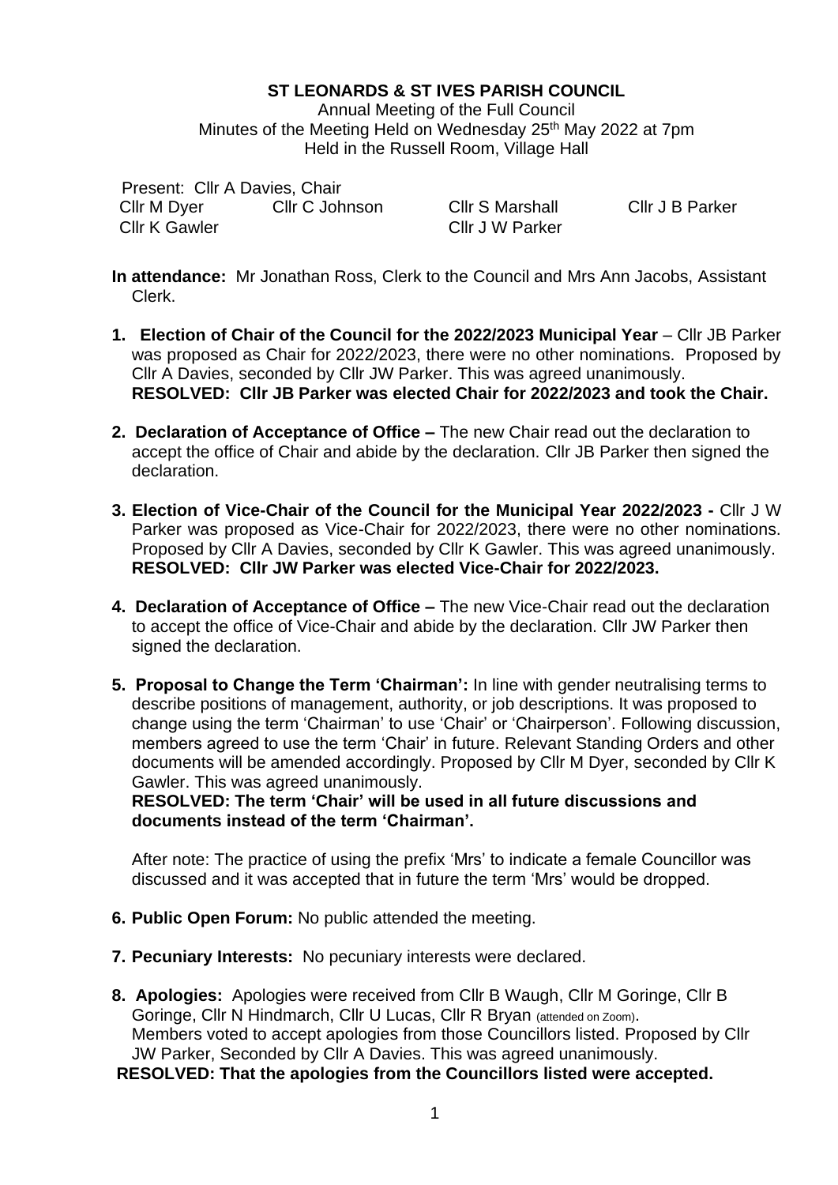**ST LEONARDS & ST IVES PARISH COUNCIL**

Annual Meeting of the Full Council
Minutes of the Meeting Held on Wednesday 25th May 2022 at 7pm
Held in the Russell Room, Village Hall

Present: Cllr A Davies, Chair
Cllr M Dyer, Cllr C Johnson, Cllr S Marshall, Cllr J B Parker
Cllr K Gawler, Cllr J W Parker

**In attendance:** Mr Jonathan Ross, Clerk to the Council and Mrs Ann Jacobs, Assistant Clerk.

1. **Election of Chair of the Council for the 2022/2023 Municipal Year** – Cllr JB Parker was proposed as Chair for 2022/2023, there were no other nominations. Proposed by Cllr A Davies, seconded by Cllr JW Parker. This was agreed unanimously.
   **RESOLVED: Cllr JB Parker was elected Chair for 2022/2023 and took the Chair.**

2. **Declaration of Acceptance of Office –** The new Chair read out the declaration to accept the office of Chair and abide by the declaration. Cllr JB Parker then signed the declaration.

3. **Election of Vice-Chair of the Council for the Municipal Year 2022/2023 -** Cllr J W Parker was proposed as Vice-Chair for 2022/2023, there were no other nominations. Proposed by Cllr A Davies, seconded by Cllr K Gawler. This was agreed unanimously.
   **RESOLVED: Cllr JW Parker was elected Vice-Chair for 2022/2023.**

4. **Declaration of Acceptance of Office –** The new Vice-Chair read out the declaration to accept the office of Vice-Chair and abide by the declaration. Cllr JW Parker then signed the declaration.

5. **Proposal to Change the Term 'Chairman':** In line with gender neutralising terms to describe positions of management, authority, or job descriptions. It was proposed to change using the term 'Chairman' to use 'Chair' or 'Chairperson'. Following discussion, members agreed to use the term 'Chair' in future. Relevant Standing Orders and other documents will be amended accordingly. Proposed by Cllr M Dyer, seconded by Cllr K Gawler. This was agreed unanimously.
   **RESOLVED: The term 'Chair' will be used in all future discussions and documents instead of the term 'Chairman'.**

   After note: The practice of using the prefix 'Mrs' to indicate a female Councillor was discussed and it was accepted that in future the term 'Mrs' would be dropped.

6. **Public Open Forum:** No public attended the meeting.

7. **Pecuniary Interests:** No pecuniary interests were declared.

8. **Apologies:** Apologies were received from Cllr B Waugh, Cllr M Goringe, Cllr B Goringe, Cllr N Hindmarch, Cllr U Lucas, Cllr R Bryan (attended on Zoom).
   Members voted to accept apologies from those Councillors listed. Proposed by Cllr JW Parker, Seconded by Cllr A Davies. This was agreed unanimously.

**RESOLVED: That the apologies from the Councillors listed were accepted.**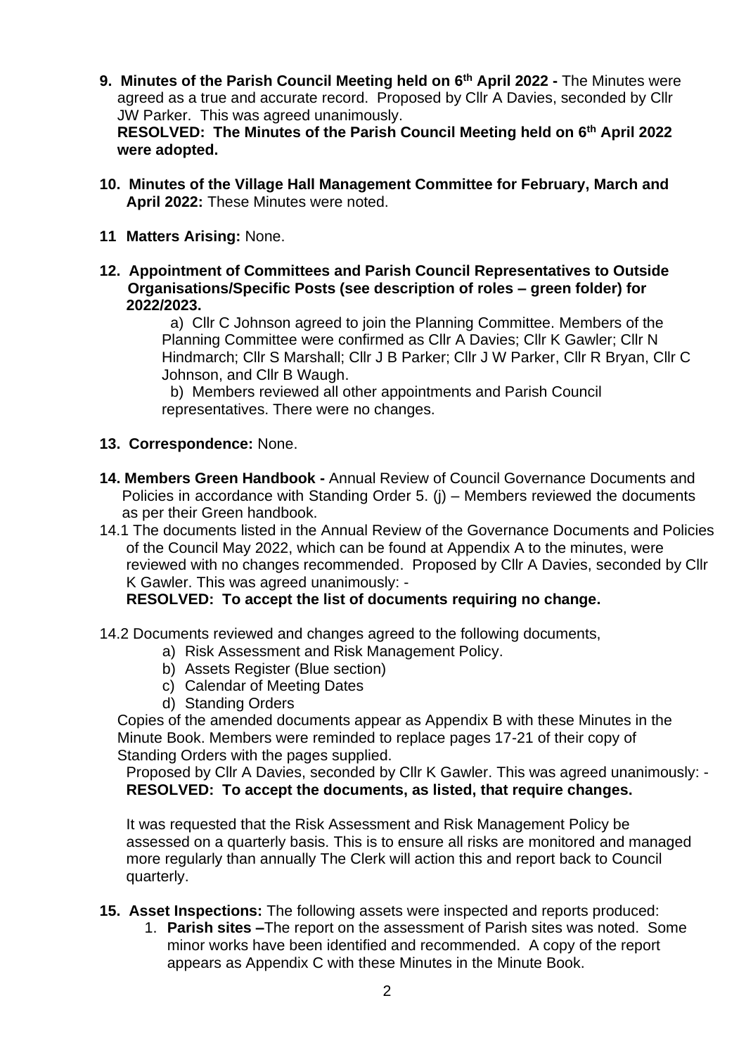**9. Minutes of the Parish Council Meeting held on 6th April 2022 -** The Minutes were agreed as a true and accurate record. Proposed by Cllr A Davies, seconded by Cllr JW Parker. This was agreed unanimously.
**RESOLVED: The Minutes of the Parish Council Meeting held on 6th April 2022 were adopted.**

**10. Minutes of the Village Hall Management Committee for February, March and April 2022:** These Minutes were noted.

**11 Matters Arising:** None.

**12. Appointment of Committees and Parish Council Representatives to Outside Organisations/Specific Posts (see description of roles – green folder) for 2022/2023.**

a) Cllr C Johnson agreed to join the Planning Committee. Members of the Planning Committee were confirmed as Cllr A Davies; Cllr K Gawler; Cllr N Hindmarch; Cllr S Marshall; Cllr J B Parker; Cllr J W Parker, Cllr R Bryan, Cllr C Johnson, and Cllr B Waugh.

b) Members reviewed all other appointments and Parish Council representatives. There were no changes.

**13. Correspondence:** None.

**14. Members Green Handbook -** Annual Review of Council Governance Documents and Policies in accordance with Standing Order 5. (j) – Members reviewed the documents as per their Green handbook.

14.1 The documents listed in the Annual Review of the Governance Documents and Policies of the Council May 2022, which can be found at Appendix A to the minutes, were reviewed with no changes recommended. Proposed by Cllr A Davies, seconded by Cllr K Gawler. This was agreed unanimously: -
**RESOLVED: To accept the list of documents requiring no change.**

14.2 Documents reviewed and changes agreed to the following documents,

a) Risk Assessment and Risk Management Policy.
b) Assets Register (Blue section)
c) Calendar of Meeting Dates
d) Standing Orders

Copies of the amended documents appear as Appendix B with these Minutes in the Minute Book. Members were reminded to replace pages 17-21 of their copy of Standing Orders with the pages supplied.

Proposed by Cllr A Davies, seconded by Cllr K Gawler. This was agreed unanimously: -
**RESOLVED: To accept the documents, as listed, that require changes.**

It was requested that the Risk Assessment and Risk Management Policy be assessed on a quarterly basis. This is to ensure all risks are monitored and managed more regularly than annually The Clerk will action this and report back to Council quarterly.

**15. Asset Inspections:** The following assets were inspected and reports produced:

1. **Parish sites –**The report on the assessment of Parish sites was noted. Some minor works have been identified and recommended. A copy of the report appears as Appendix C with these Minutes in the Minute Book.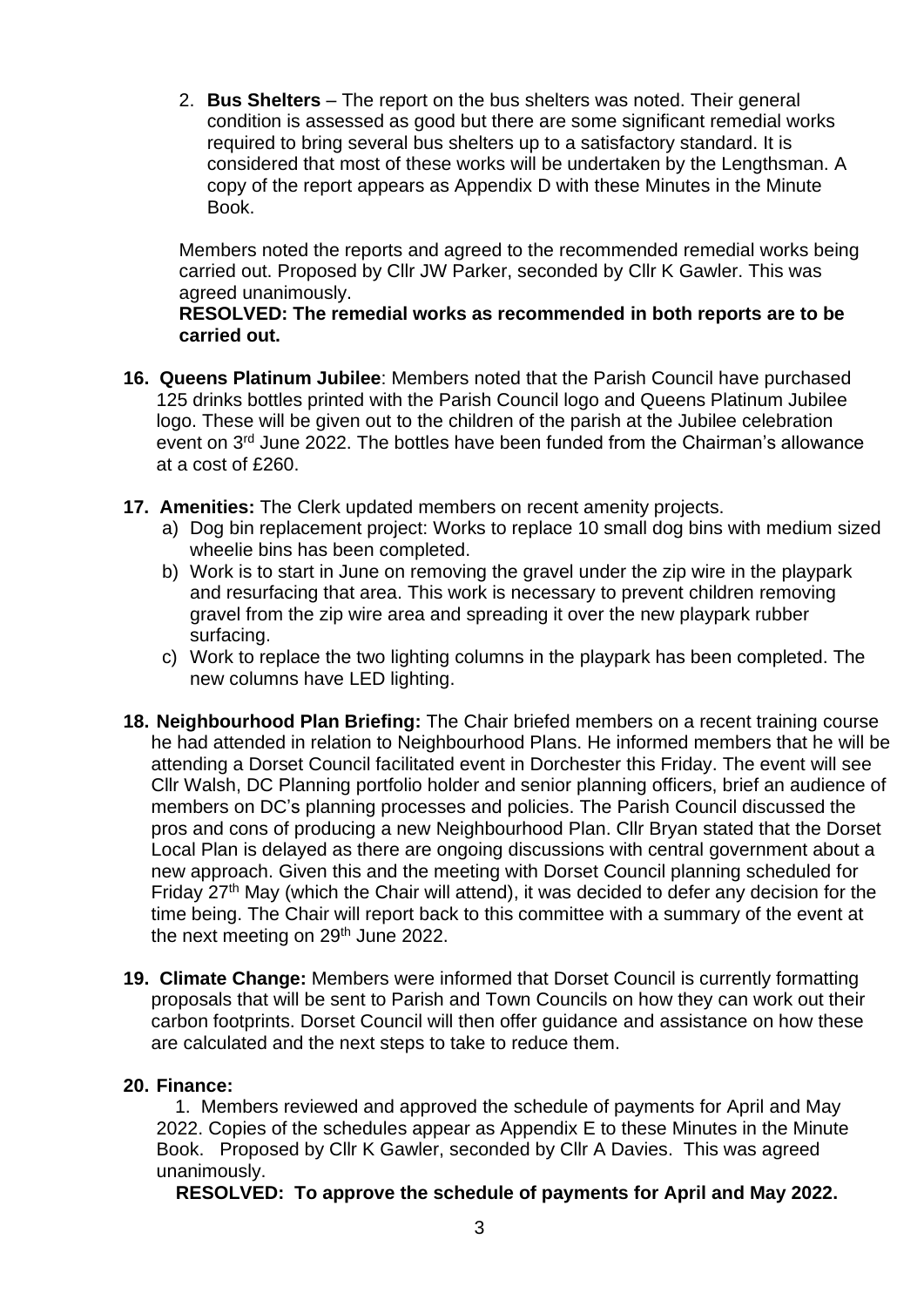2. **Bus Shelters** – The report on the bus shelters was noted. Their general condition is assessed as good but there are some significant remedial works required to bring several bus shelters up to a satisfactory standard. It is considered that most of these works will be undertaken by the Lengthsman. A copy of the report appears as Appendix D with these Minutes in the Minute Book.

Members noted the reports and agreed to the recommended remedial works being carried out. Proposed by Cllr JW Parker, seconded by Cllr K Gawler. This was agreed unanimously.

**RESOLVED: The remedial works as recommended in both reports are to be carried out.**

**16. Queens Platinum Jubilee**: Members noted that the Parish Council have purchased 125 drinks bottles printed with the Parish Council logo and Queens Platinum Jubilee logo. These will be given out to the children of the parish at the Jubilee celebration event on 3rd June 2022. The bottles have been funded from the Chairman's allowance at a cost of £260.

**17. Amenities:** The Clerk updated members on recent amenity projects.

a) Dog bin replacement project: Works to replace 10 small dog bins with medium sized wheelie bins has been completed.

b) Work is to start in June on removing the gravel under the zip wire in the playpark and resurfacing that area. This work is necessary to prevent children removing gravel from the zip wire area and spreading it over the new playpark rubber surfacing.

c) Work to replace the two lighting columns in the playpark has been completed. The new columns have LED lighting.

**18. Neighbourhood Plan Briefing:** The Chair briefed members on a recent training course he had attended in relation to Neighbourhood Plans. He informed members that he will be attending a Dorset Council facilitated event in Dorchester this Friday. The event will see Cllr Walsh, DC Planning portfolio holder and senior planning officers, brief an audience of members on DC's planning processes and policies. The Parish Council discussed the pros and cons of producing a new Neighbourhood Plan. Cllr Bryan stated that the Dorset Local Plan is delayed as there are ongoing discussions with central government about a new approach. Given this and the meeting with Dorset Council planning scheduled for Friday 27th May (which the Chair will attend), it was decided to defer any decision for the time being. The Chair will report back to this committee with a summary of the event at the next meeting on 29th June 2022.

**19. Climate Change:** Members were informed that Dorset Council is currently formatting proposals that will be sent to Parish and Town Councils on how they can work out their carbon footprints. Dorset Council will then offer guidance and assistance on how these are calculated and the next steps to take to reduce them.

**20. Finance:**

1. Members reviewed and approved the schedule of payments for April and May 2022. Copies of the schedules appear as Appendix E to these Minutes in the Minute Book. Proposed by Cllr K Gawler, seconded by Cllr A Davies. This was agreed unanimously.

**RESOLVED: To approve the schedule of payments for April and May 2022.**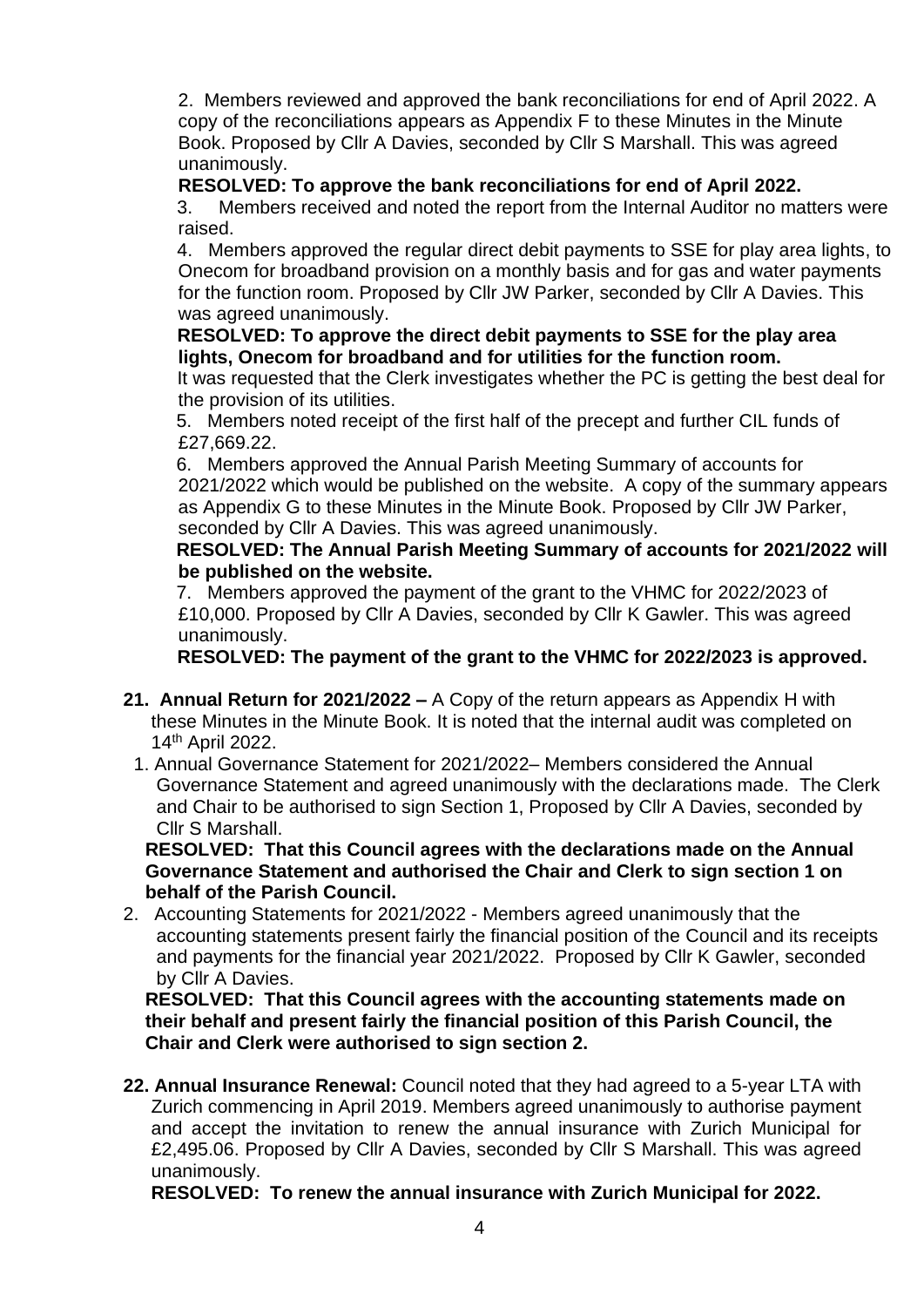2. Members reviewed and approved the bank reconciliations for end of April 2022. A copy of the reconciliations appears as Appendix F to these Minutes in the Minute Book. Proposed by Cllr A Davies, seconded by Cllr S Marshall. This was agreed unanimously.

**RESOLVED: To approve the bank reconciliations for end of April 2022.**

3. Members received and noted the report from the Internal Auditor no matters were raised.

4. Members approved the regular direct debit payments to SSE for play area lights, to Onecom for broadband provision on a monthly basis and for gas and water payments for the function room. Proposed by Cllr JW Parker, seconded by Cllr A Davies. This was agreed unanimously.

**RESOLVED: To approve the direct debit payments to SSE for the play area lights, Onecom for broadband and for utilities for the function room.**

It was requested that the Clerk investigates whether the PC is getting the best deal for the provision of its utilities.

5. Members noted receipt of the first half of the precept and further CIL funds of £27,669.22.

6. Members approved the Annual Parish Meeting Summary of accounts for 2021/2022 which would be published on the website. A copy of the summary appears as Appendix G to these Minutes in the Minute Book. Proposed by Cllr JW Parker, seconded by Cllr A Davies. This was agreed unanimously.

**RESOLVED: The Annual Parish Meeting Summary of accounts for 2021/2022 will be published on the website.**

7. Members approved the payment of the grant to the VHMC for 2022/2023 of £10,000. Proposed by Cllr A Davies, seconded by Cllr K Gawler. This was agreed unanimously.

**RESOLVED: The payment of the grant to the VHMC for 2022/2023 is approved.**

**21. Annual Return for 2021/2022 –** A Copy of the return appears as Appendix H with these Minutes in the Minute Book. It is noted that the internal audit was completed on 14th April 2022.

1. Annual Governance Statement for 2021/2022– Members considered the Annual Governance Statement and agreed unanimously with the declarations made. The Clerk and Chair to be authorised to sign Section 1, Proposed by Cllr A Davies, seconded by Cllr S Marshall.

**RESOLVED: That this Council agrees with the declarations made on the Annual Governance Statement and authorised the Chair and Clerk to sign section 1 on behalf of the Parish Council.**

2. Accounting Statements for 2021/2022 - Members agreed unanimously that the accounting statements present fairly the financial position of the Council and its receipts and payments for the financial year 2021/2022. Proposed by Cllr K Gawler, seconded by Cllr A Davies.

**RESOLVED: That this Council agrees with the accounting statements made on their behalf and present fairly the financial position of this Parish Council, the Chair and Clerk were authorised to sign section 2.**

**22. Annual Insurance Renewal:** Council noted that they had agreed to a 5-year LTA with Zurich commencing in April 2019. Members agreed unanimously to authorise payment and accept the invitation to renew the annual insurance with Zurich Municipal for £2,495.06. Proposed by Cllr A Davies, seconded by Cllr S Marshall. This was agreed unanimously.

**RESOLVED: To renew the annual insurance with Zurich Municipal for 2022.**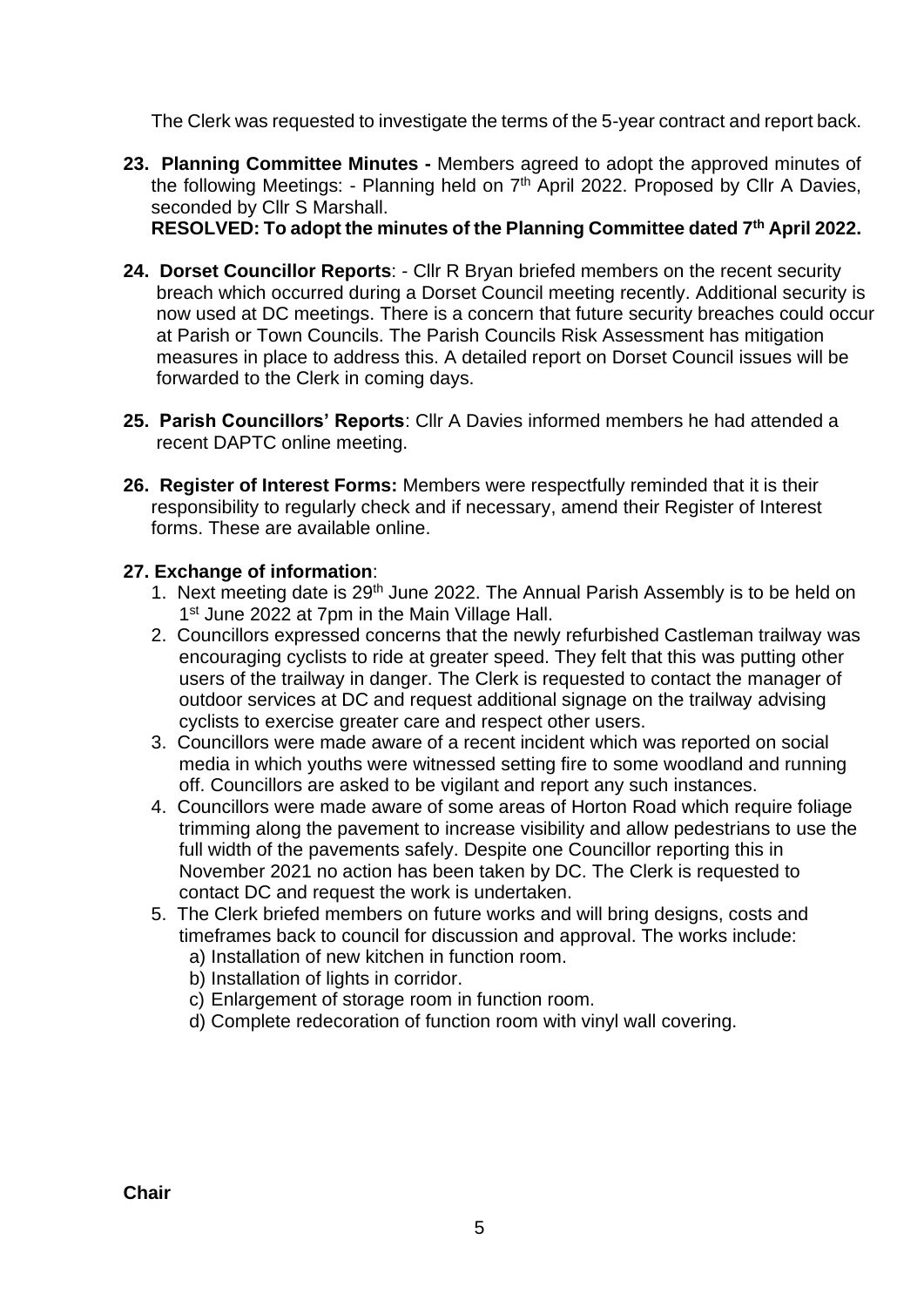The Clerk was requested to investigate the terms of the 5-year contract and report back.

23. **Planning Committee Minutes -** Members agreed to adopt the approved minutes of the following Meetings: - Planning held on 7th April 2022. Proposed by Cllr A Davies, seconded by Cllr S Marshall.
**RESOLVED: To adopt the minutes of the Planning Committee dated 7th April 2022.**

24. **Dorset Councillor Reports**: - Cllr R Bryan briefed members on the recent security breach which occurred during a Dorset Council meeting recently. Additional security is now used at DC meetings. There is a concern that future security breaches could occur at Parish or Town Councils. The Parish Councils Risk Assessment has mitigation measures in place to address this. A detailed report on Dorset Council issues will be forwarded to the Clerk in coming days.

25. **Parish Councillors' Reports**: Cllr A Davies informed members he had attended a recent DAPTC online meeting.

26. **Register of Interest Forms:** Members were respectfully reminded that it is their responsibility to regularly check and if necessary, amend their Register of Interest forms. These are available online.

**27. Exchange of information**:

1. Next meeting date is 29th June 2022. The Annual Parish Assembly is to be held on 1st June 2022 at 7pm in the Main Village Hall.
2. Councillors expressed concerns that the newly refurbished Castleman trailway was encouraging cyclists to ride at greater speed. They felt that this was putting other users of the trailway in danger. The Clerk is requested to contact the manager of outdoor services at DC and request additional signage on the trailway advising cyclists to exercise greater care and respect other users.
3. Councillors were made aware of a recent incident which was reported on social media in which youths were witnessed setting fire to some woodland and running off. Councillors are asked to be vigilant and report any such instances.
4. Councillors were made aware of some areas of Horton Road which require foliage trimming along the pavement to increase visibility and allow pedestrians to use the full width of the pavements safely. Despite one Councillor reporting this in November 2021 no action has been taken by DC. The Clerk is requested to contact DC and request the work is undertaken.
5. The Clerk briefed members on future works and will bring designs, costs and timeframes back to council for discussion and approval. The works include:
   a) Installation of new kitchen in function room.
   b) Installation of lights in corridor.
   c) Enlargement of storage room in function room.
   d) Complete redecoration of function room with vinyl wall covering.

**Chair**